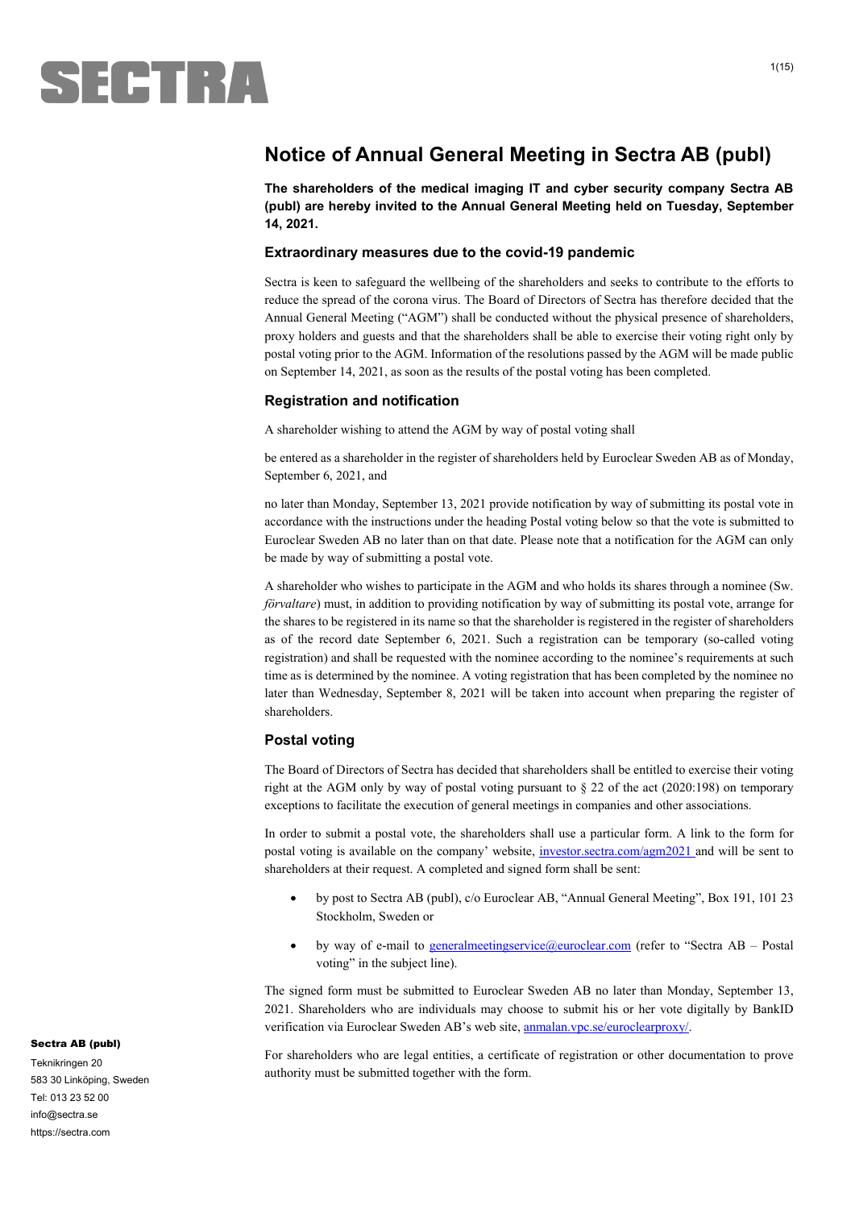# Notice of Annual General Meeting in Sectra AB (publ)

**The shareholders of the medical imaging IT and cyber security company Sectra AB (publ) are hereby invited to the Annual General Meeting held on Tuesday, September 14, 2021.**

## Extraordinary measures due to the covid-19 pandemic

Sectra is keen to safeguard the wellbeing of the shareholders and seeks to contribute to the efforts to reduce the spread of the corona virus. The Board of Directors of Sectra has therefore decided that the Annual Meeting ("AGM") shall be conducted without the physical presence of shareholders, proxy holders and guests and that the shareholders shall be able to exercise their voting right only by postal voting prior to the AGM. Information of the resolutions passed by the AGM will be made public on September 14, 2021, as soon as the results of the postal voting has been completed.

## Registration and notification

A shareholder wishing to attend the AGM by way of postal voting shall

be entered as a shareholder in the register of shareholders held by Euroclear Sweden AB as of Monday, September 6, 2021, and

no later than Monday, September 13, 2021 provide notification by way of submitting its postal vote in accordance with the instructions under the heading Postal voting below so that the vote is submitted to Euroclear Sweden AB no later than on that date. Please note that a notification for the AGM can only be made by way of submitting a postal vote.

A shareholder who wishes to participate in the AGM and who holds its shares through a nominee (Sw. *förvaltare*) must, in addition to providing notification by way of submitting its postal vote, arrange for the shares to be registered in its name so that the shareholder is registered in the register of shareholders as of the record date September 6, 2021. Such a registration can be temporary (so-called voting registration) and shall be requested with the nominee according to the nominee's requirements at such time as is determined by the nominee. A voting registration that has been completed by the nominee no later than Wednesday, September 8, 2021 will be taken into account when preparing the register of shareholders.

## Postal voting

The Board of Directors of Sectra has decided that shareholders shall be entitled to exercise their voting right at the AGM only by way of postal voting pursuant to § 22 of the act (2020:198) on temporary exceptions to facilitate the execution of general meetings in companies and other associations.

In order to submit a postal vote, the shareholders shall use a particular form. A link to the form for postal voting is available on the company' website, investor.sectra.com/agm2021 and will be sent to shareholders at their request. A completed and signed form shall be sent:

- by post to Sectra AB (publ), c/o Euroclear AB, "Annual General Meeting", Box 191, 101 23 Stockholm, Sweden or
- by way of e-mail to generalmeetingservice@euroclear.com (refer to "Sectra AB – Postal voting" in the subject line).

The signed form must be submitted to Euroclear Sweden AB no later than Monday, September 13, 2021. Shareholders who are individuals may choose to submit his or her vote digitally by BankID verification via Euroclear Sweden AB's web site, anmalan.vpc.se/euroclearproxy/.

For shareholders who are legal entities, a certificate of registration or other documentation to prove authority must be submitted together with the form.

**Sectra AB (publ)**
Teknikringen 20
583 30 Linköping, Sweden
Tel: 013 23 52 00
info@sectra.se
https://sectra.com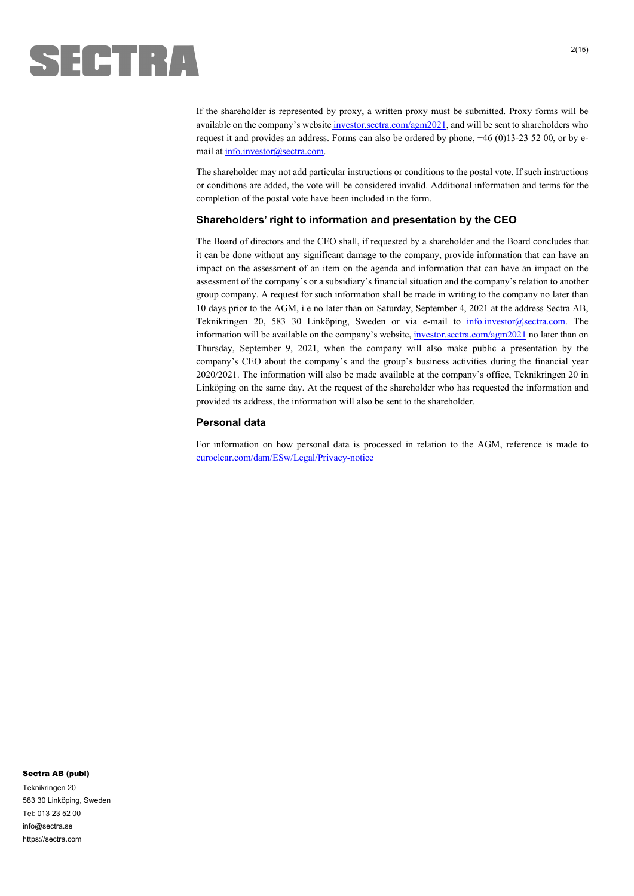If the shareholder is represented by proxy, a written proxy must be submitted. Proxy forms will be available on the company's website investor.sectra.com/agm2021, and will be sent to shareholders who request it and provides an address. Forms can also be ordered by phone, +46 (0)13-23 52 00, or by e-mail at info.investor@sectra.com.

The shareholder may not add particular instructions or conditions to the postal vote. If such instructions or conditions are added, the vote will be considered invalid. Additional information and terms for the completion of the postal vote have been included in the form.

### Shareholders' right to information and presentation by the CEO

The Board of directors and the CEO shall, if requested by a shareholder and the Board concludes that it can be done without any significant damage to the company, provide information that can have an impact on the assessment of an item on the agenda and information that can have an impact on the assessment of the company's or a subsidiary's financial situation and the company's relation to another group company. A request for such information shall be made in writing to the company no later than 10 days prior to the AGM, i e no later than on Saturday, September 4, 2021 at the address Sectra AB, Teknikringen 20, 583 30 Linköping, Sweden or via e-mail to info.investor@sectra.com. The information will be available on the company's website, investor.sectra.com/agm2021 no later than on Thursday, September 9, 2021, when the company will also make public a presentation by the company's CEO about the company's and the group's business activities during the financial year 2020/2021. The information will also be made available at the company's office, Teknikringen 20 in Linköping on the same day. At the request of the shareholder who has requested the information and provided its address, the information will also be sent to the shareholder.

### Personal data

For information on how personal data is processed in relation to the AGM, reference is made to euroclear.com/dam/ESw/Legal/Privacy-notice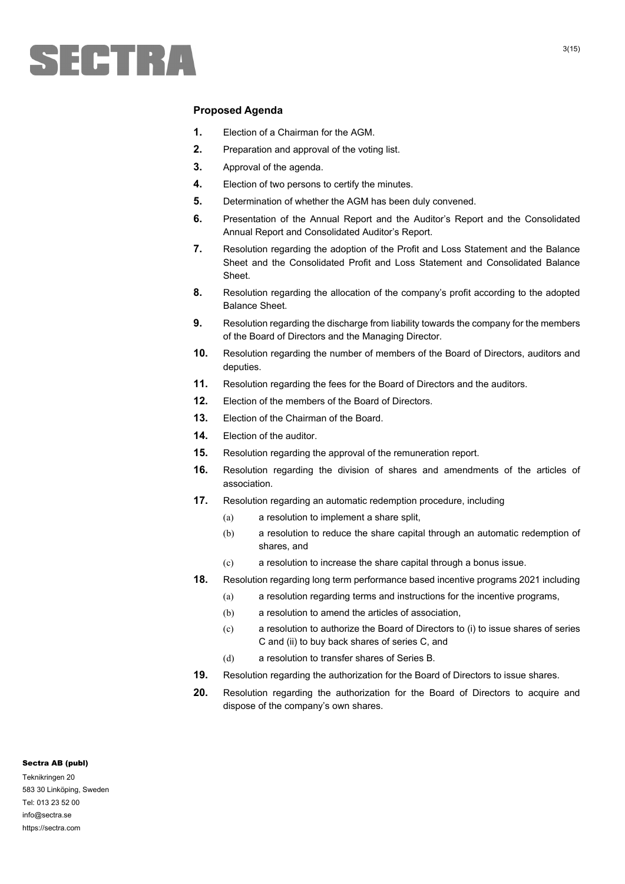**Proposed Agenda**

1. Election of a Chairman for the AGM.
2. Preparation and approval of the voting list.
3. Approval of the agenda.
4. Election of two persons to certify the minutes.
5. Determination of whether the AGM has been duly convened.
6. Presentation of the Annual Report and the Auditor's Report and the Consolidated Annual Report and Consolidated Auditor's Report.
7. Resolution regarding the adoption of the Profit and Loss Statement and the Balance Sheet and the Consolidated Profit and Loss Statement and Consolidated Balance Sheet.
8. Resolution regarding the allocation of the company's profit according to the adopted Balance Sheet.
9. Resolution regarding the discharge from liability towards the company for the members of the Board of Directors and the Managing Director.
10. Resolution regarding the number of members of the Board of Directors, auditors and deputies.
11. Resolution regarding the fees for the Board of Directors and the auditors.
12. Election of the members of the Board of Directors.
13. Election of the Chairman of the Board.
14. Election of the auditor.
15. Resolution regarding the approval of the remuneration report.
16. Resolution regarding the division of shares and amendments of the articles of association.
17. Resolution regarding an automatic redemption procedure, including
    - (a) a resolution to implement a share split,
    - (b) a resolution to reduce the share capital through an automatic redemption of shares, and
    - (c) a resolution to increase the share capital through a bonus issue.
18. Resolution regarding long term performance based incentive programs 2021 including
    - (a) a resolution regarding terms and instructions for the incentive programs,
    - (b) a resolution to amend the articles of association,
    - (c) a resolution to authorize the Board of Directors to (i) to issue shares of series C and (ii) to buy back shares of series C, and
    - (d) a resolution to transfer shares of Series B.
19. Resolution regarding the authorization for the Board of Directors to issue shares.
20. Resolution regarding the authorization for the Board of Directors to acquire and dispose of the company's own shares.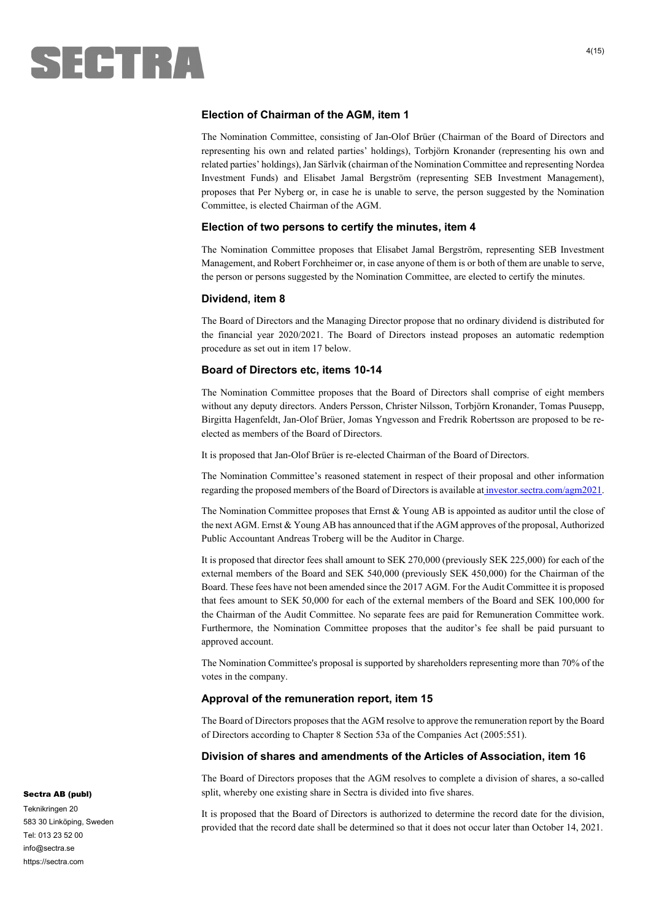## Election of Chairman of the AGM, item 1

The Nomination Committee, consisting of Jan-Olof Brüer (Chairman of the Board of Directors and representing his own and related parties' holdings), Torbjörn Kronander (representing his own and related parties' holdings), Jan Särlvik (chairman of the Nomination Committee and representing Nordea Investment Funds) and Elisabet Jamal Bergström (representing SEB Investment Management), proposes that Per Nyberg or, in case he is unable to serve, the person suggested by the Nomination Committee, is elected Chairman of the AGM.

## Election of two persons to certify the minutes, item 4

The Nomination Committee proposes that Elisabet Jamal Bergström, representing SEB Investment Management, and Robert Forchheimer or, in case anyone of them is or both of them are unable to serve, the person or persons suggested by the Nomination Committee, are elected to certify the minutes.

## Dividend, item 8

The Board of Directors and the Managing Director propose that no ordinary dividend is distributed for the financial year 2020/2021. The Board of Directors instead proposes an automatic redemption procedure as set out in item 17 below.

## Board of Directors etc, items 10-14

The Nomination Committee proposes that the Board of Directors shall comprise of eight members without any deputy directors. Anders Persson, Christer Nilsson, Torbjörn Kronander, Tomas Puusepp, Birgitta Hagenfeldt, Jan-Olof Brüer, Jomas Yngvesson and Fredrik Robertsson are proposed to be re-elected as members of the Board of Directors.

It is proposed that Jan-Olof Brüer is re-elected Chairman of the Board of Directors.

The Nomination Committee's reasoned statement in respect of their proposal and other information regarding the proposed members of the Board of Directors is available at investor.sectra.com/agm2021.

The Nomination Committee proposes that Ernst & Young AB is appointed as auditor until the close of the next AGM. Ernst & Young AB has announced that if the AGM approves of the proposal, Authorized Public Accountant Andreas Troberg will be the Auditor in Charge.

It is proposed that director fees shall amount to SEK 270,000 (previously SEK 225,000) for each of the external members of the Board and SEK 540,000 (previously SEK 450,000) for the Chairman of the Board. These fees have not been amended since the 2017 AGM. For the Audit Committee it is proposed that fees amount to SEK 50,000 for each of the external members of the Board and SEK 100,000 for the Chairman of the Audit Committee. No separate fees are paid for Remuneration Committee work. Furthermore, the Nomination Committee proposes that the auditor's fee shall be paid pursuant to approved account.

The Nomination Committee's proposal is supported by shareholders representing more than 70% of the votes in the company.

## Approval of the remuneration report, item 15

The Board of Directors proposes that the AGM resolve to approve the remuneration report by the Board of Directors according to Chapter 8 Section 53a of the Companies Act (2005:551).

## Division of shares and amendments of the Articles of Association, item 16

The Board of Directors proposes that the AGM resolves to complete a division of shares, a so-called split, whereby one existing share in Sectra is divided into five shares.

It is proposed that the Board of Directors is authorized to determine the record date for the division, provided that the record date shall be determined so that it does not occur later than October 14, 2021.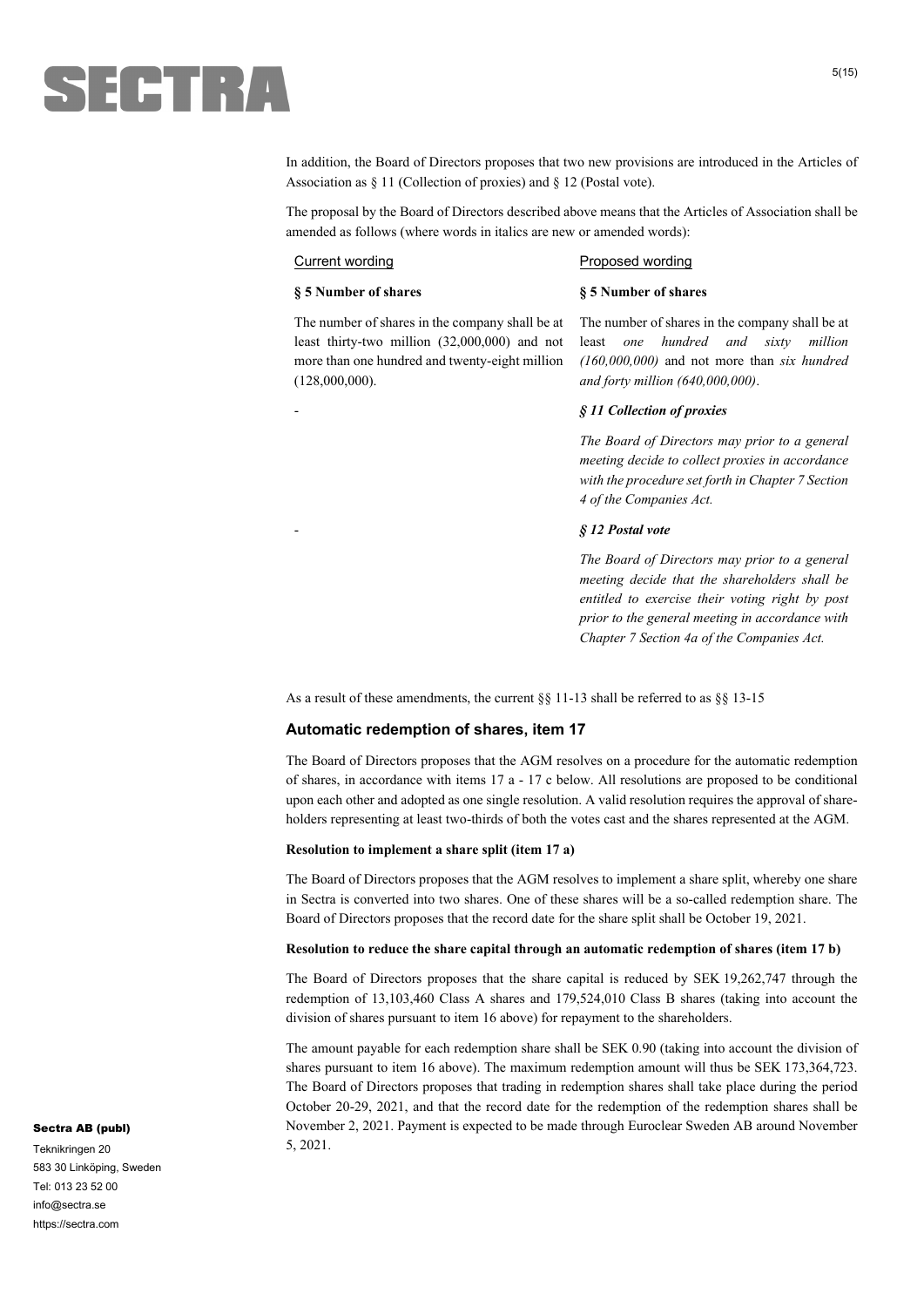In addition, the Board of Directors proposes that two new provisions are introduced in the Articles of Association as § 11 (Collection of proxies) and § 12 (Postal vote).

The proposal by the Board of Directors described above means that the Articles of Association shall be amended as follows (where words in italics are new or amended words):

| Current wording | Proposed wording |
|---|---|
| **§ 5 Number of shares** | **§ 5 Number of shares** |
| The number of shares in the company shall be at least thirty-two million (32,000,000) and not more than one hundred and twenty-eight million (128,000,000). | The number of shares in the company shall be at least *one hundred and sixty million (160,000,000)* and not more than *six hundred and forty million (640,000,000)*. |
| - | ***§ 11 Collection of proxies*** |
| | *The Board of Directors may prior to a general meeting decide to collect proxies in accordance with the procedure set forth in Chapter 7 Section 4 of the Companies Act.* |
| - | ***§ 12 Postal vote*** |
| | *The Board of Directors may prior to a general meeting decide that the shareholders shall be entitled to exercise their voting right by post prior to the general meeting in accordance with Chapter 7 Section 4a of the Companies Act.* |

As a result of these amendments, the current §§ 11-13 shall be referred to as §§ 13-15

## Automatic redemption of shares, item 17

The Board of Directors proposes that the AGM resolves on a procedure for the automatic redemption of shares, in accordance with items 17 a - 17 c below. All resolutions are proposed to be conditional upon each other and adopted as one single resolution. A valid resolution requires the approval of shareholders representing at least two-thirds of both the votes cast and the shares represented at the AGM.

**Resolution to implement a share split (item 17 a)**

The Board of Directors proposes that the AGM resolves to implement a share split, whereby one share in Sectra is converted into two shares. One of these shares will be a so-called redemption share. The Board of Directors proposes that the record date for the share split shall be October 19, 2021.

**Resolution to reduce the share capital through an automatic redemption of shares (item 17 b)**

The Board of Directors proposes that the share capital is reduced by SEK 19,262,747 through the redemption of 13,103,460 Class A shares and 179,524,010 Class B shares (taking into account the division of shares pursuant to item 16 above) for repayment to the shareholders.

The amount payable for each redemption share shall be SEK 0.90 (taking into account the division of shares pursuant to item 16 above). The maximum redemption amount will thus be SEK 173,364,723. The Board of Directors proposes that trading in redemption shares shall take place during the period October 20-29, 2021, and that the record date for the redemption of the redemption shares shall be November 2, 2021. Payment is expected to be made through Euroclear Sweden AB around November 5, 2021.

**Sectra AB (publ)**
Teknikringen 20
583 30 Linköping, Sweden
Tel: 013 23 52 00
info@sectra.se
https://sectra.com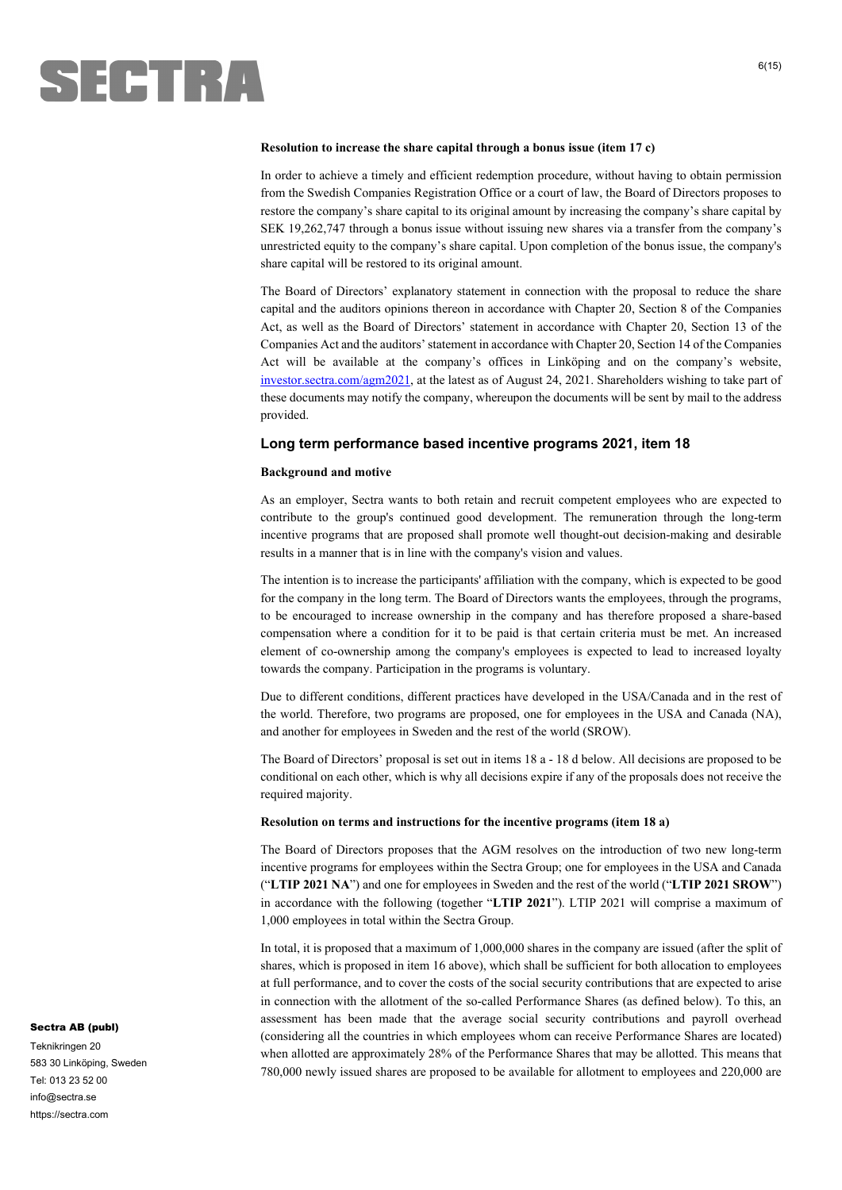**Resolution to increase the share capital through a bonus issue (item 17 c)**

In order to achieve a timely and efficient redemption procedure, without having to obtain permission from the Swedish Companies Registration Office or a court of law, the Board of Directors proposes to restore the company's share capital to its original amount by increasing the company's share capital by SEK 19,262,747 through a bonus issue without issuing new shares via a transfer from the company's unrestricted equity to the company's share capital. Upon completion of the bonus issue, the company's share capital will be restored to its original amount.

The Board of Directors' explanatory statement in connection with the proposal to reduce the share capital and the auditors opinions thereon in accordance with Chapter 20, Section 8 of the Companies Act, as well as the Board of Directors' statement in accordance with Chapter 20, Section 13 of the Companies Act and the auditors' statement in accordance with Chapter 20, Section 14 of the Companies Act will be available at the company's offices in Linköping and on the company's website, investor.sectra.com/agm2021, at the latest as of August 24, 2021. Shareholders wishing to take part of these documents may notify the company, whereupon the documents will be sent by mail to the address provided.

## Long term performance based incentive programs 2021, item 18

**Background and motive**

As an employer, Sectra wants to both retain and recruit competent employees who are expected to contribute to the group's continued good development. The remuneration through the long-term incentive programs that are proposed shall promote well thought-out decision-making and desirable results in a manner that is in line with the company's vision and values.

The intention is to increase the participants' affiliation with the company, which is expected to be good for the company in the long term. The Board of Directors wants the employees, through the programs, to be encouraged to increase ownership in the company and has therefore proposed a share-based compensation where a condition for it to be paid is that certain criteria must be met. An increased element of co-ownership among the company's employees is expected to lead to increased loyalty towards the company. Participation in the programs is voluntary.

Due to different conditions, different practices have developed in the USA/Canada and in the rest of the world. Therefore, two programs are proposed, one for employees in the USA and Canada (NA), and another for employees in Sweden and the rest of the world (SROW).

The Board of Directors' proposal is set out in items 18 a - 18 d below. All decisions are proposed to be conditional on each other, which is why all decisions expire if any of the proposals does not receive the required majority.

**Resolution on terms and instructions for the incentive programs (item 18 a)**

The Board of Directors proposes that the AGM resolves on the introduction of two new long-term incentive programs for employees within the Sectra Group; one for employees in the USA and Canada ("**LTIP 2021 NA**") and one for employees in Sweden and the rest of the world ("**LTIP 2021 SROW**") in accordance with the following (together "**LTIP 2021**"). LTIP 2021 will comprise a maximum of 1,000 employees in total within the Sectra Group.

In total, it is proposed that a maximum of 1,000,000 shares in the company are issued (after the split of shares, which is proposed in item 16 above), which shall be sufficient for both allocation to employees at full performance, and to cover the costs of the social security contributions that are expected to arise in connection with the allotment of the so-called Performance Shares (as defined below). To this, an assessment has been made that the average social security contributions and payroll overhead (considering all the countries in which employees whom can receive Performance Shares are located) when allotted are approximately 28% of the Performance Shares that may be allotted. This means that 780,000 newly issued shares are proposed to be available for allotment to employees and 220,000 are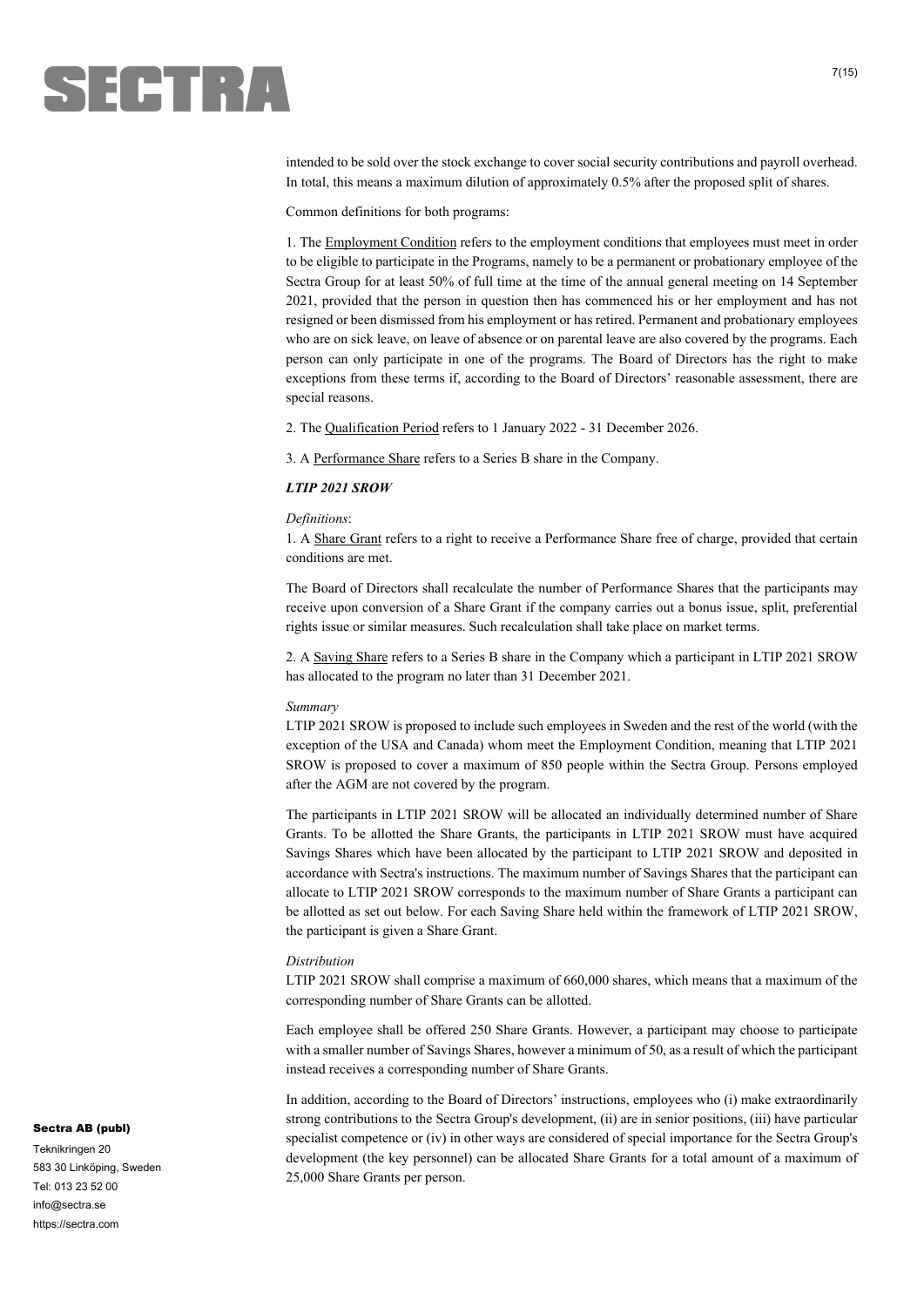intended to be sold over the stock exchange to cover social security contributions and payroll overhead. In total, this means a maximum dilution of approximately 0.5% after the proposed split of shares.

Common definitions for both programs:

1. The Employment Condition refers to the employment conditions that employees must meet in order to be eligible to participate in the Programs, namely to be a permanent or probationary employee of the Sectra Group for at least 50% of full time at the time of the annual general meeting on 14 September 2021, provided that the person in question then has commenced his or her employment and has not resigned or been dismissed from his employment or has retired. Permanent and probationary employees who are on sick leave, on leave of absence or on parental leave are also covered by the programs. Each person can only participate in one of the programs. The Board of Directors has the right to make exceptions from these terms if, according to the Board of Directors' reasonable assessment, there are special reasons.

2. The Qualification Period refers to 1 January 2022 - 31 December 2026.

3. A Performance Share refers to a Series B share in the Company.

***LTIP 2021 SROW***

*Definitions*:

1. A Share Grant refers to a right to receive a Performance Share free of charge, provided that certain conditions are met.

The Board of Directors shall recalculate the number of Performance Shares that the participants may receive upon conversion of a Share Grant if the company carries out a bonus issue, split, preferential rights issue or similar measures. Such recalculation shall take place on market terms.

2. A Saving Share refers to a Series B share in the Company which a participant in LTIP 2021 SROW has allocated to the program no later than 31 December 2021.

*Summary*

LTIP 2021 SROW is proposed to include such employees in Sweden and the rest of the world (with the exception of the USA and Canada) whom meet the Employment Condition, meaning that LTIP 2021 SROW is proposed to cover a maximum of 850 people within the Sectra Group. Persons employed after the AGM are not covered by the program.

The participants in LTIP 2021 SROW will be allocated an individually determined number of Share Grants. To be allotted the Share Grants, the participants in LTIP 2021 SROW must have acquired Savings Shares which have been allocated by the participant to LTIP 2021 SROW and deposited in accordance with Sectra's instructions. The maximum number of Savings Shares that the participant can allocate to LTIP 2021 SROW corresponds to the maximum number of Share Grants a participant can be allotted as set out below. For each Saving Share held within the framework of LTIP 2021 SROW, the participant is given a Share Grant.

*Distribution*

LTIP 2021 SROW shall comprise a maximum of 660,000 shares, which means that a maximum of the corresponding number of Share Grants can be allotted.

Each employee shall be offered 250 Share Grants. However, a participant may choose to participate with a smaller number of Savings Shares, however a minimum of 50, as a result of which the participant instead receives a corresponding number of Share Grants.

In addition, according to the Board of Directors' instructions, employees who (i) make extraordinarily strong contributions to the Sectra Group's development, (ii) are in senior positions, (iii) have particular specialist competence or (iv) in other ways are considered of special importance for the Sectra Group's development (the key personnel) can be allocated Share Grants for a total amount of a maximum of 25,000 Share Grants per person.

**Sectra AB (publ)**
Teknikringen 20
583 30 Linköping, Sweden
Tel: 013 23 52 00
info@sectra.se
https://sectra.com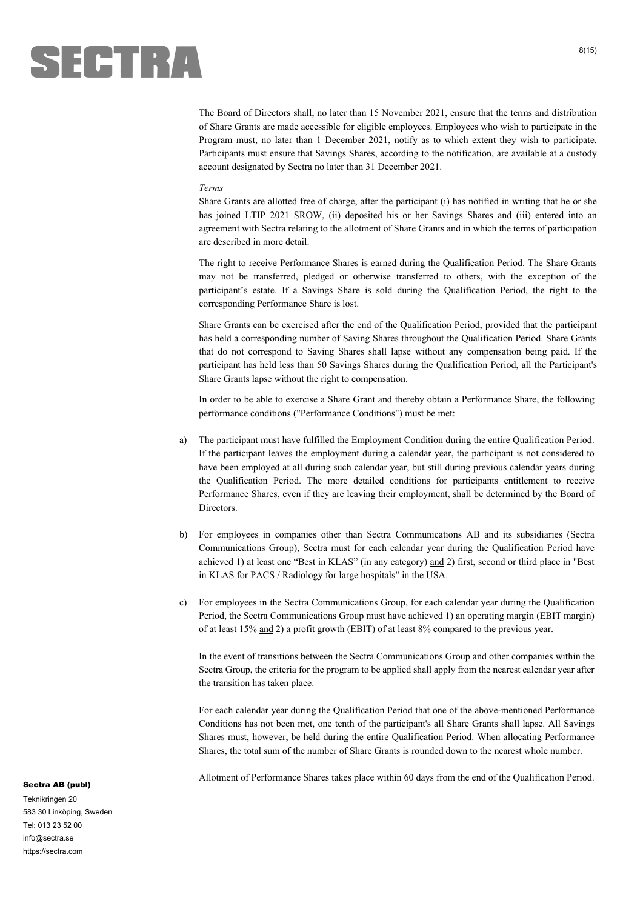The Board of Directors shall, no later than 15 November 2021, ensure that the terms and distribution of Share Grants are made accessible for eligible employees. Employees who wish to participate in the Program must, no later than 1 December 2021, notify as to which extent they wish to participate. Participants must ensure that Savings Shares, according to the notification, are available at a custody account designated by Sectra no later than 31 December 2021.

*Terms*

Share Grants are allotted free of charge, after the participant (i) has notified in writing that he or she has joined LTIP 2021 SROW, (ii) deposited his or her Savings Shares and (iii) entered into an agreement with Sectra relating to the allotment of Share Grants and in which the terms of participation are described in more detail.

The right to receive Performance Shares is earned during the Qualification Period. The Share Grants may not be transferred, pledged or otherwise transferred to others, with the exception of the participant's estate. If a Savings Share is sold during the Qualification Period, the right to the corresponding Performance Share is lost.

Share Grants can be exercised after the end of the Qualification Period, provided that the participant has held a corresponding number of Saving Shares throughout the Qualification Period. Share Grants that do not correspond to Saving Shares shall lapse without any compensation being paid. If the participant has held less than 50 Savings Shares during the Qualification Period, all the Participant's Share Grants lapse without the right to compensation.

In order to be able to exercise a Share Grant and thereby obtain a Performance Share, the following performance conditions ("Performance Conditions") must be met:

a) The participant must have fulfilled the Employment Condition during the entire Qualification Period. If the participant leaves the employment during a calendar year, the participant is not considered to have been employed at all during such calendar year, but still during previous calendar years during the Qualification Period. The more detailed conditions for participants entitlement to receive Performance Shares, even if they are leaving their employment, shall be determined by the Board of Directors.

b) For employees in companies other than Sectra Communications AB and its subsidiaries (Sectra Communications Group), Sectra must for each calendar year during the Qualification Period have achieved 1) at least one "Best in KLAS" (in any category) and 2) first, second or third place in "Best in KLAS for PACS / Radiology for large hospitals" in the USA.

c) For employees in the Sectra Communications Group, for each calendar year during the Qualification Period, the Sectra Communications Group must have achieved 1) an operating margin (EBIT margin) of at least 15% and 2) a profit growth (EBIT) of at least 8% compared to the previous year.

   In the event of transitions between the Sectra Communications Group and other companies within the Sectra Group, the criteria for the program to be applied shall apply from the nearest calendar year after the transition has taken place.

   For each calendar year during the Qualification Period that one of the above-mentioned Performance Conditions has not been met, one tenth of the participant's all Share Grants shall lapse. All Savings Shares must, however, be held during the entire Qualification Period. When allocating Performance Shares, the total sum of the number of Share Grants is rounded down to the nearest whole number.

   Allotment of Performance Shares takes place within 60 days from the end of the Qualification Period.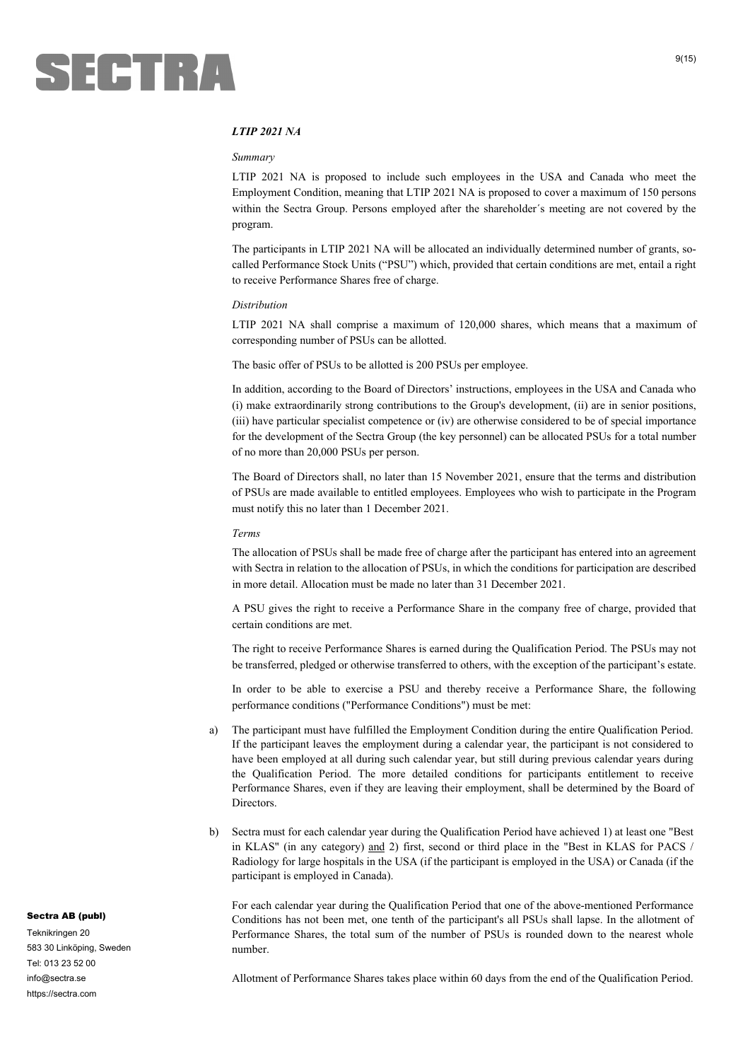***LTIP 2021 NA***

*Summary*

LTIP 2021 NA is proposed to include such employees in the USA and Canada who meet the Employment Condition, meaning that LTIP 2021 NA is proposed to cover a maximum of 150 persons within the Sectra Group. Persons employed after the shareholder´s meeting are not covered by the program.

The participants in LTIP 2021 NA will be allocated an individually determined number of grants, so-called Performance Stock Units ("PSU") which, provided that certain conditions are met, entail a right to receive Performance Shares free of charge.

*Distribution*

LTIP 2021 NA shall comprise a maximum of 120,000 shares, which means that a maximum of corresponding number of PSUs can be allotted.

The basic offer of PSUs to be allotted is 200 PSUs per employee.

In addition, according to the Board of Directors' instructions, employees in the USA and Canada who (i) make extraordinarily strong contributions to the Group's development, (ii) are in senior positions, (iii) have particular specialist competence or (iv) are otherwise considered to be of special importance for the development of the Sectra Group (the key personnel) can be allocated PSUs for a total number of no more than 20,000 PSUs per person.

The Board of Directors shall, no later than 15 November 2021, ensure that the terms and distribution of PSUs are made available to entitled employees. Employees who wish to participate in the Program must notify this no later than 1 December 2021.

*Terms*

The allocation of PSUs shall be made free of charge after the participant has entered into an agreement with Sectra in relation to the allocation of PSUs, in which the conditions for participation are described in more detail. Allocation must be made no later than 31 December 2021.

A PSU gives the right to receive a Performance Share in the company free of charge, provided that certain conditions are met.

The right to receive Performance Shares is earned during the Qualification Period. The PSUs may not be transferred, pledged or otherwise transferred to others, with the exception of the participant's estate.

In order to be able to exercise a PSU and thereby receive a Performance Share, the following performance conditions ("Performance Conditions") must be met:

a) The participant must have fulfilled the Employment Condition during the entire Qualification Period. If the participant leaves the employment during a calendar year, the participant is not considered to have been employed at all during such calendar year, but still during previous calendar years during the Qualification Period. The more detailed conditions for participants entitlement to receive Performance Shares, even if they are leaving their employment, shall be determined by the Board of Directors.

b) Sectra must for each calendar year during the Qualification Period have achieved 1) at least one "Best in KLAS" (in any category) <u>and</u> 2) first, second or third place in the "Best in KLAS for PACS / Radiology for large hospitals in the USA (if the participant is employed in the USA) or Canada (if the participant is employed in Canada).

For each calendar year during the Qualification Period that one of the above-mentioned Performance Conditions has not been met, one tenth of the participant's all PSUs shall lapse. In the allotment of Performance Shares, the total sum of the number of PSUs is rounded down to the nearest whole number.

Allotment of Performance Shares takes place within 60 days from the end of the Qualification Period.

**Sectra AB (publ)**
Teknikringen 20
583 30 Linköping, Sweden
Tel: 013 23 52 00
info@sectra.se
https://sectra.com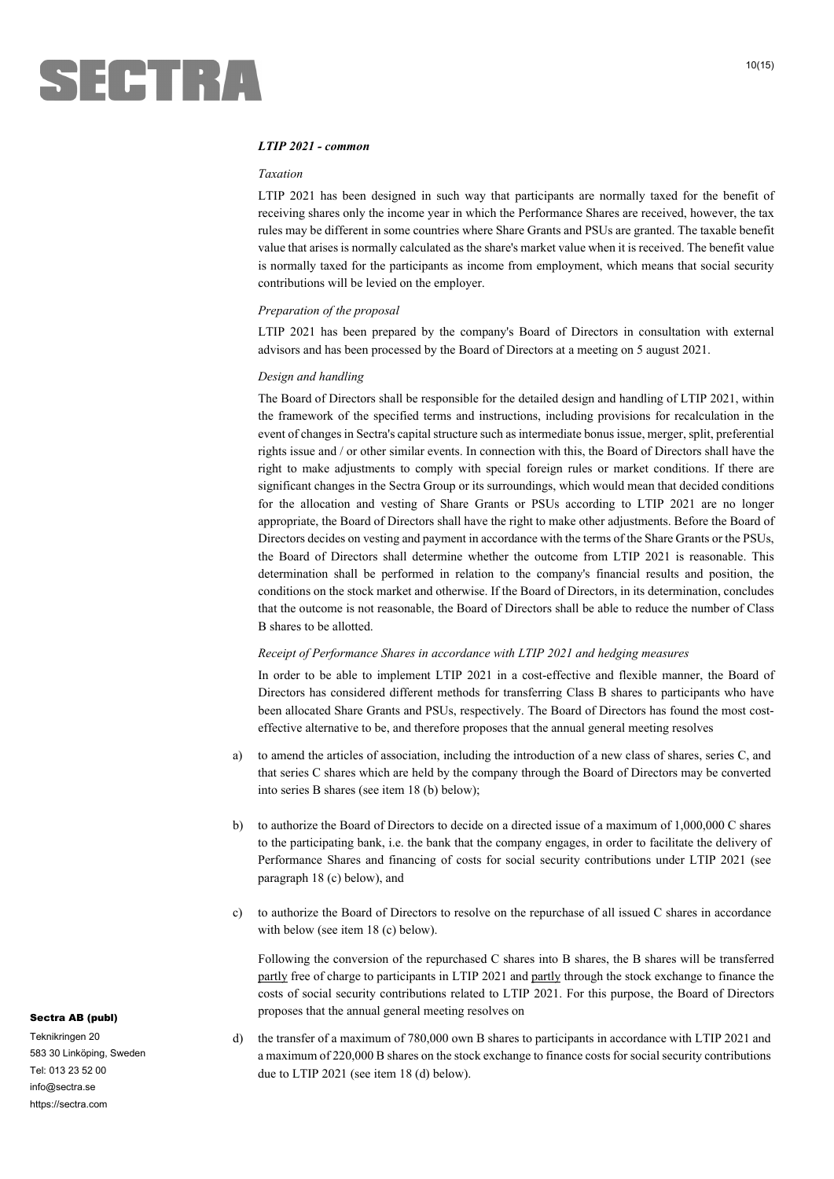### *LTIP 2021 - common*

*Taxation*

LTIP 2021 has been designed in such way that participants are normally taxed for the benefit of receiving shares only the income year in which the Performance Shares are received, however, the tax rules may be different in some countries where Share Grants and PSUs are granted. The taxable benefit value that arises is normally calculated as the share's market value when it is received. The benefit value is normally taxed for the participants as income from employment, which means that social security contributions will be levied on the employer.

*Preparation of the proposal*

LTIP 2021 has been prepared by the company's Board of Directors in consultation with external advisors and has been processed by the Board of Directors at a meeting on 5 august 2021.

*Design and handling*

The Board of Directors shall be responsible for the detailed design and handling of LTIP 2021, within the framework of the specified terms and instructions, including provisions for recalculation in the event of changes in Sectra's capital structure such as intermediate bonus issue, merger, split, preferential rights issue and / or other similar events. In connection with this, the Board of Directors shall have the right to make adjustments to comply with special foreign rules or market conditions. If there are significant changes in the Sectra Group or its surroundings, which would mean that decided conditions for the allocation and vesting of Share Grants or PSUs according to LTIP 2021 are no longer appropriate, the Board of Directors shall have the right to make other adjustments. Before the Board of Directors decides on vesting and payment in accordance with the terms of the Share Grants or the PSUs, the Board of Directors shall determine whether the outcome from LTIP 2021 is reasonable. This determination shall be performed in relation to the company's financial results and position, the conditions on the stock market and otherwise. If the Board of Directors, in its determination, concludes that the outcome is not reasonable, the Board of Directors shall be able to reduce the number of Class B shares to be allotted.

*Receipt of Performance Shares in accordance with LTIP 2021 and hedging measures*

In order to be able to implement LTIP 2021 in a cost-effective and flexible manner, the Board of Directors has considered different methods for transferring Class B shares to participants who have been allocated Share Grants and PSUs, respectively. The Board of Directors has found the most cost-effective alternative to be, and therefore proposes that the annual general meeting resolves

a) to amend the articles of association, including the introduction of a new class of shares, series C, and that series C shares which are held by the company through the Board of Directors may be converted into series B shares (see item 18 (b) below);

b) to authorize the Board of Directors to decide on a directed issue of a maximum of 1,000,000 C shares to the participating bank, i.e. the bank that the company engages, in order to facilitate the delivery of Performance Shares and financing of costs for social security contributions under LTIP 2021 (see paragraph 18 (c) below), and

c) to authorize the Board of Directors to resolve on the repurchase of all issued C shares in accordance with below (see item 18 (c) below).

   Following the conversion of the repurchased C shares into B shares, the B shares will be transferred partly free of charge to participants in LTIP 2021 and partly through the stock exchange to finance the costs of social security contributions related to LTIP 2021. For this purpose, the Board of Directors proposes that the annual general meeting resolves on

d) the transfer of a maximum of 780,000 own B shares to participants in accordance with LTIP 2021 and a maximum of 220,000 B shares on the stock exchange to finance costs for social security contributions due to LTIP 2021 (see item 18 (d) below).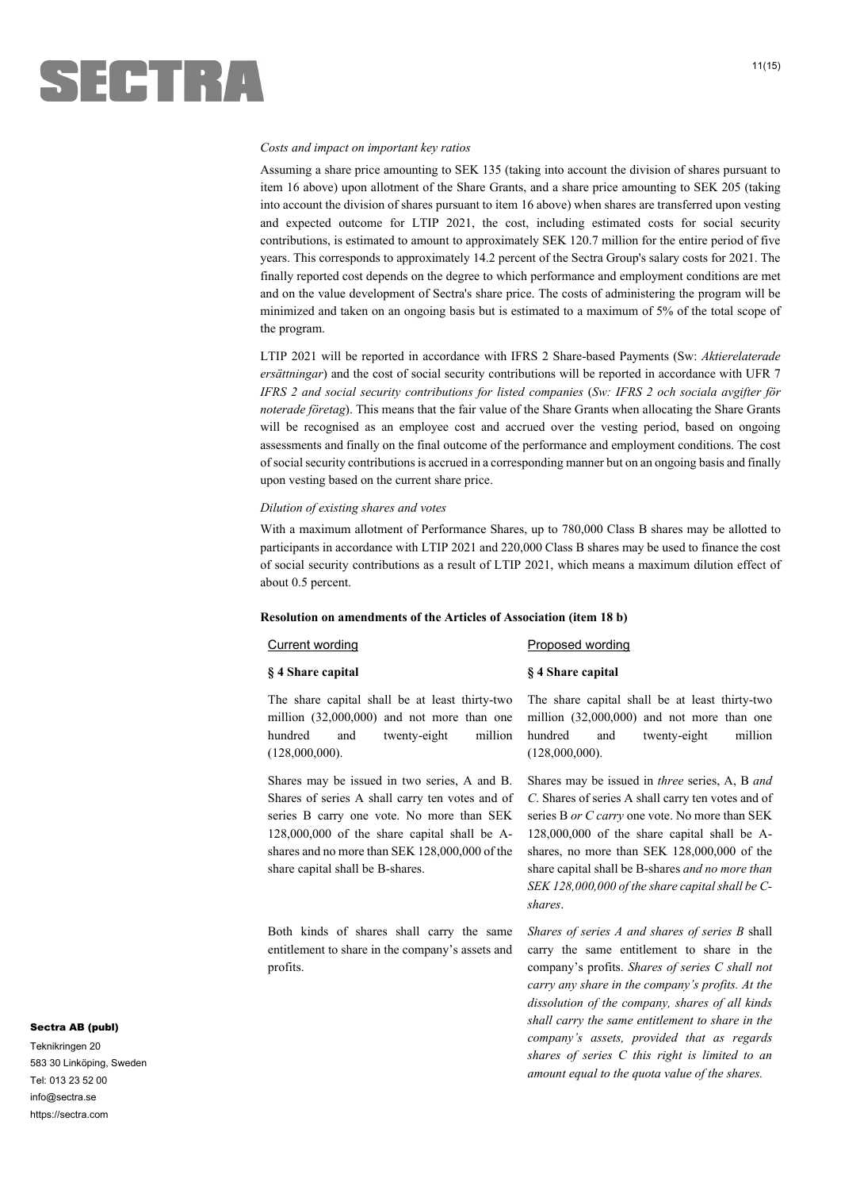*Costs and impact on important key ratios*

Assuming a share price amounting to SEK 135 (taking into account the division of shares pursuant to item 16 above) upon allotment of the Share Grants, and a share price amounting to SEK 205 (taking into account the division of shares pursuant to item 16 above) when shares are transferred upon vesting and expected outcome for LTIP 2021, the cost, including estimated costs for social security contributions, is estimated to amount to approximately SEK 120.7 million for the entire period of five years. This corresponds to approximately 14.2 percent of the Sectra Group's salary costs for 2021. The finally reported cost depends on the degree to which performance and employment conditions are met and on the value development of Sectra's share price. The costs of administering the program will be minimized and taken on an ongoing basis but is estimated to a maximum of 5% of the total scope of the program.

LTIP 2021 will be reported in accordance with IFRS 2 Share-based Payments (Sw: *Aktierelaterade ersättningar*) and the cost of social security contributions will be reported in accordance with UFR 7 *IFRS 2 and social security contributions for listed companies* (*Sw: IFRS 2 och sociala avgifter för noterade företag*). This means that the fair value of the Share Grants when allocating the Share Grants will be recognised as an employee cost and accrued over the vesting period, based on ongoing assessments and finally on the final outcome of the performance and employment conditions. The cost of social security contributions is accrued in a corresponding manner but on an ongoing basis and finally upon vesting based on the current share price.

*Dilution of existing shares and votes*

With a maximum allotment of Performance Shares, up to 780,000 Class B shares may be allotted to participants in accordance with LTIP 2021 and 220,000 Class B shares may be used to finance the cost of social security contributions as a result of LTIP 2021, which means a maximum dilution effect of about 0.5 percent.

**Resolution on amendments of the Articles of Association (item 18 b)**

| Current wording | Proposed wording |
|---|---|
| **§ 4 Share capital** | **§ 4 Share capital** |
| The share capital shall be at least thirty-two million (32,000,000) and not more than one hundred and twenty-eight million (128,000,000). | The share capital shall be at least thirty-two million (32,000,000) and not more than one hundred and twenty-eight million (128,000,000). |
| Shares may be issued in two series, A and B. Shares of series A shall carry ten votes and of series B carry one vote. No more than SEK 128,000,000 of the share capital shall be A-shares and no more than SEK 128,000,000 of the share capital shall be B-shares. | Shares may be issued in *three* series, A, B *and C*. Shares of series A shall carry ten votes and of series B *or C carry* one vote. No more than SEK 128,000,000 of the share capital shall be A-shares, no more than SEK 128,000,000 of the share capital shall be B-shares *and no more than SEK 128,000,000 of the share capital shall be C-shares*. |
| Both kinds of shares shall carry the same entitlement to share in the company's assets and profits. | *Shares of series A and shares of series B* shall carry the same entitlement to share in the company's profits. *Shares of series C shall not carry any share in the company's profits. At the dissolution of the company, shares of all kinds shall carry the same entitlement to share in the company's assets, provided that as regards shares of series C this right is limited to an amount equal to the quota value of the shares.* |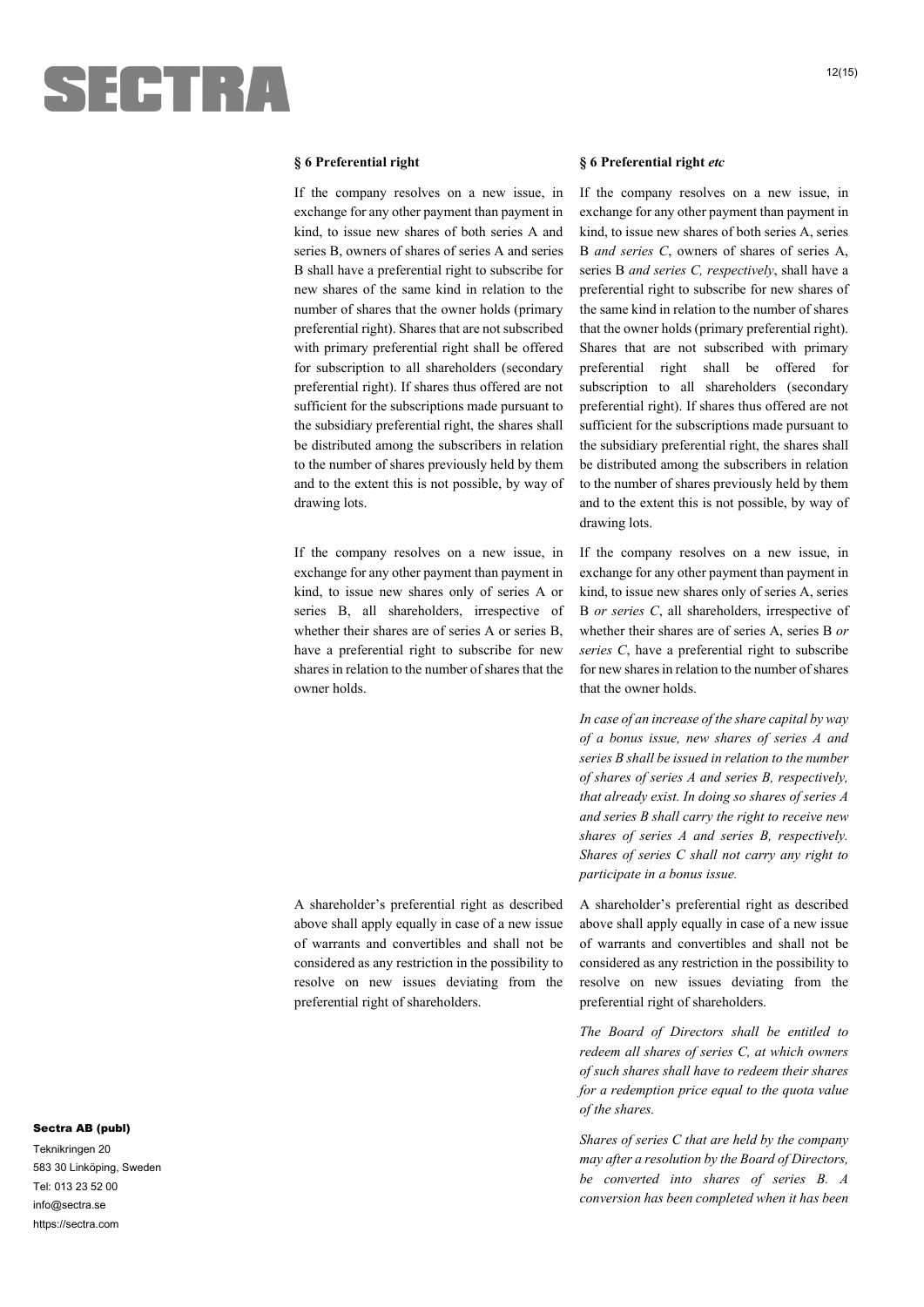**§ 6 Preferential right**

If the company resolves on a new issue, in exchange for any other payment than payment in kind, to issue new shares of both series A and series B, owners of shares of series A and series B shall have a preferential right to subscribe for new shares of the same kind in relation to the number of shares that the owner holds (primary preferential right). Shares that are not subscribed with primary preferential right shall be offered for subscription to all shareholders (secondary preferential right). If shares thus offered are not sufficient for the subscriptions made pursuant to the subsidiary preferential right, the shares shall be distributed among the subscribers in relation to the number of shares previously held by them and to the extent this is not possible, by way of drawing lots.

If the company resolves on a new issue, in exchange for any other payment than payment in kind, to issue new shares only of series A or series B, all shareholders, irrespective of whether their shares are of series A or series B, have a preferential right to subscribe for new shares in relation to the number of shares that the owner holds.

A shareholder's preferential right as described above shall apply equally in case of a new issue of warrants and convertibles and shall not be considered as any restriction in the possibility to resolve on new issues deviating from the preferential right of shareholders.

**§ 6 Preferential right** ***etc***

If the company resolves on a new issue, in exchange for any other payment than payment in kind, to issue new shares of both series A, series B *and series C*, owners of shares of series A, series B *and series C, respectively*, shall have a preferential right to subscribe for new shares of the same kind in relation to the number of shares that the owner holds (primary preferential right). Shares that are not subscribed with primary preferential right shall be offered for subscription to all shareholders (secondary preferential right). If shares thus offered are not sufficient for the subscriptions made pursuant to the subsidiary preferential right, the shares shall be distributed among the subscribers in relation to the number of shares previously held by them and to the extent this is not possible, by way of drawing lots.

If the company resolves on a new issue, in exchange for any other payment than payment in kind, to issue new shares only of series A, series B *or series C*, all shareholders, irrespective of whether their shares are of series A, series B *or series C*, have a preferential right to subscribe for new shares in relation to the number of shares that the owner holds.

*In case of an increase of the share capital by way of a bonus issue, new shares of series A and series B shall be issued in relation to the number of shares of series A and series B, respectively, that already exist. In doing so shares of series A and series B shall carry the right to receive new shares of series A and series B, respectively. Shares of series C shall not carry any right to participate in a bonus issue.*

A shareholder's preferential right as described above shall apply equally in case of a new issue of warrants and convertibles and shall not be considered as any restriction in the possibility to resolve on new issues deviating from the preferential right of shareholders.

*The Board of Directors shall be entitled to redeem all shares of series C, at which owners of such shares shall have to redeem their shares for a redemption price equal to the quota value of the shares.*

*Shares of series C that are held by the company may after a resolution by the Board of Directors, be converted into shares of series B. A conversion has been completed when it has been*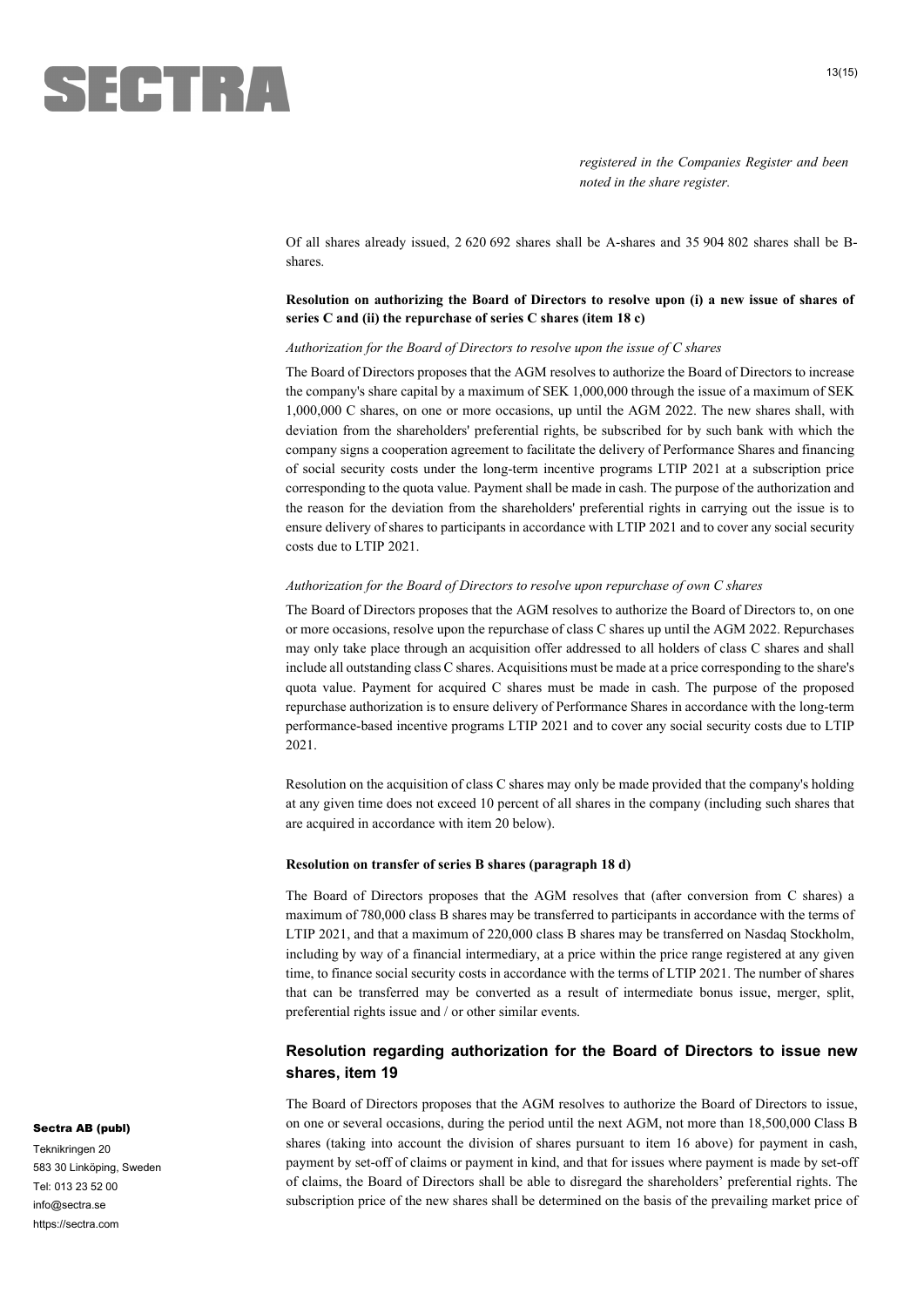*registered in the Companies Register and been noted in the share register.*

Of all shares already issued, 2 620 692 shares shall be A-shares and 35 904 802 shares shall be B-shares.

**Resolution on authorizing the Board of Directors to resolve upon (i) a new issue of shares of series C and (ii) the repurchase of series C shares (item 18 c)**

*Authorization for the Board of Directors to resolve upon the issue of C shares*

The Board of Directors proposes that the AGM resolves to authorize the Board of Directors to increase the company's share capital by a maximum of SEK 1,000,000 through the issue of a maximum of SEK 1,000,000 C shares, on one or more occasions, up until the AGM 2022. The new shares shall, with deviation from the shareholders' preferential rights, be subscribed for by such bank with which the company signs a cooperation agreement to facilitate the delivery of Performance Shares and financing of social security costs under the long-term incentive programs LTIP 2021 at a subscription price corresponding to the quota value. Payment shall be made in cash. The purpose of the authorization and the reason for the deviation from the shareholders' preferential rights in carrying out the issue is to ensure delivery of shares to participants in accordance with LTIP 2021 and to cover any social security costs due to LTIP 2021.

*Authorization for the Board of Directors to resolve upon repurchase of own C shares*

The Board of Directors proposes that the AGM resolves to authorize the Board of Directors to, on one or more occasions, resolve upon the repurchase of class C shares up until the AGM 2022. Repurchases may only take place through an acquisition offer addressed to all holders of class C shares and shall include all outstanding class C shares. Acquisitions must be made at a price corresponding to the share's quota value. Payment for acquired C shares must be made in cash. The purpose of the proposed repurchase authorization is to ensure delivery of Performance Shares in accordance with the long-term performance-based incentive programs LTIP 2021 and to cover any social security costs due to LTIP 2021.

Resolution on the acquisition of class C shares may only be made provided that the company's holding at any given time does not exceed 10 percent of all shares in the company (including such shares that are acquired in accordance with item 20 below).

**Resolution on transfer of series B shares (paragraph 18 d)**

The Board of Directors proposes that the AGM resolves that (after conversion from C shares) a maximum of 780,000 class B shares may be transferred to participants in accordance with the terms of LTIP 2021, and that a maximum of 220,000 class B shares may be transferred on Nasdaq Stockholm, including by way of a financial intermediary, at a price within the price range registered at any given time, to finance social security costs in accordance with the terms of LTIP 2021. The number of shares that can be transferred may be converted as a result of intermediate bonus issue, merger, split, preferential rights issue and / or other similar events.

## Resolution regarding authorization for the Board of Directors to issue new shares, item 19

The Board of Directors proposes that the AGM resolves to authorize the Board of Directors to issue, on one or several occasions, during the period until the next AGM, not more than 18,500,000 Class B shares (taking into account the division of shares pursuant to item 16 above) for payment in cash, payment by set-off of claims or payment in kind, and that for issues where payment is made by set-off of claims, the Board of Directors shall be able to disregard the shareholders' preferential rights. The subscription price of the new shares shall be determined on the basis of the prevailing market price of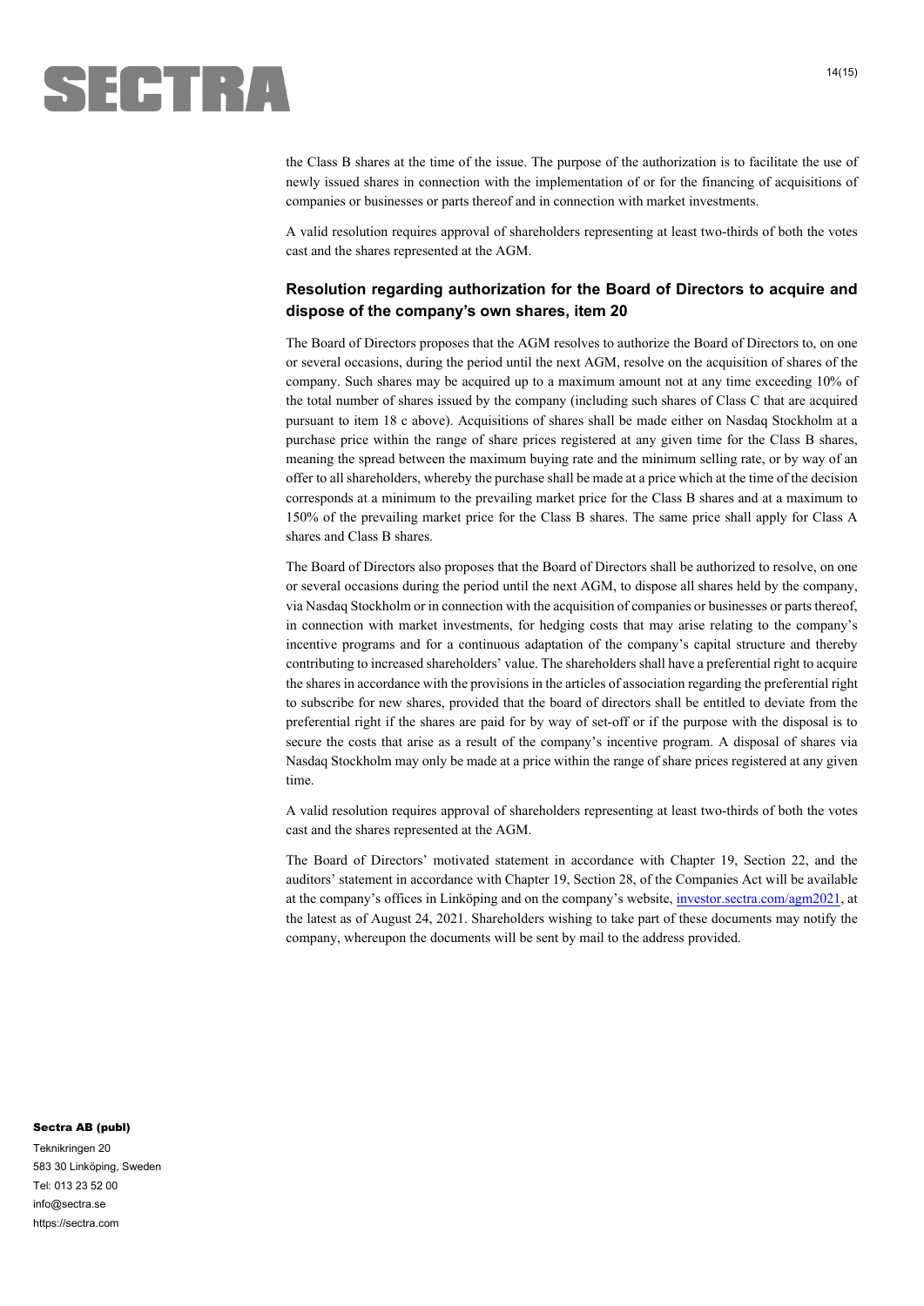the Class B shares at the time of the issue. The purpose of the authorization is to facilitate the use of newly issued shares in connection with the implementation of or for the financing of acquisitions of companies or businesses or parts thereof and in connection with market investments.

A valid resolution requires approval of shareholders representing at least two-thirds of both the votes cast and the shares represented at the AGM.

## Resolution regarding authorization for the Board of Directors to acquire and dispose of the company's own shares, item 20

The Board of Directors proposes that the AGM resolves to authorize the Board of Directors to, on one or several occasions, during the period until the next AGM, resolve on the acquisition of shares of the company. Such shares may be acquired up to a maximum amount not at any time exceeding 10% of the total number of shares issued by the company (including such shares of Class C that are acquired pursuant to item 18 c above). Acquisitions of shares shall be made either on Nasdaq Stockholm at a purchase price within the range of share prices registered at any given time for the Class B shares, meaning the spread between the maximum buying rate and the minimum selling rate, or by way of an offer to all shareholders, whereby the purchase shall be made at a price which at the time of the decision corresponds at a minimum to the prevailing market price for the Class B shares and at a maximum to 150% of the prevailing market price for the Class B shares. The same price shall apply for Class A shares and Class B shares.

The Board of Directors also proposes that the Board of Directors shall be authorized to resolve, on one or several occasions during the period until the next AGM, to dispose all shares held by the company, via Nasdaq Stockholm or in connection with the acquisition of companies or businesses or parts thereof, in connection with market investments, for hedging costs that may arise relating to the company's incentive programs and for a continuous adaptation of the company's capital structure and thereby contributing to increased shareholders' value. The shareholders shall have a preferential right to acquire the shares in accordance with the provisions in the articles of association regarding the preferential right to subscribe for new shares, provided that the board of directors shall be entitled to deviate from the preferential right if the shares are paid for by way of set-off or if the purpose with the disposal is to secure the costs that arise as a result of the company's incentive program. A disposal of shares via Nasdaq Stockholm may only be made at a price within the range of share prices registered at any given time.

A valid resolution requires approval of shareholders representing at least two-thirds of both the votes cast and the shares represented at the AGM.

The Board of Directors' motivated statement in accordance with Chapter 19, Section 22, and the auditors' statement in accordance with Chapter 19, Section 28, of the Companies Act will be available at the company's offices in Linköping and on the company's website, investor.sectra.com/agm2021, at the latest as of August 24, 2021. Shareholders wishing to take part of these documents may notify the company, whereupon the documents will be sent by mail to the address provided.

**Sectra AB (publ)**
Teknikringen 20
583 30 Linköping, Sweden
Tel: 013 23 52 00
info@sectra.se
https://sectra.com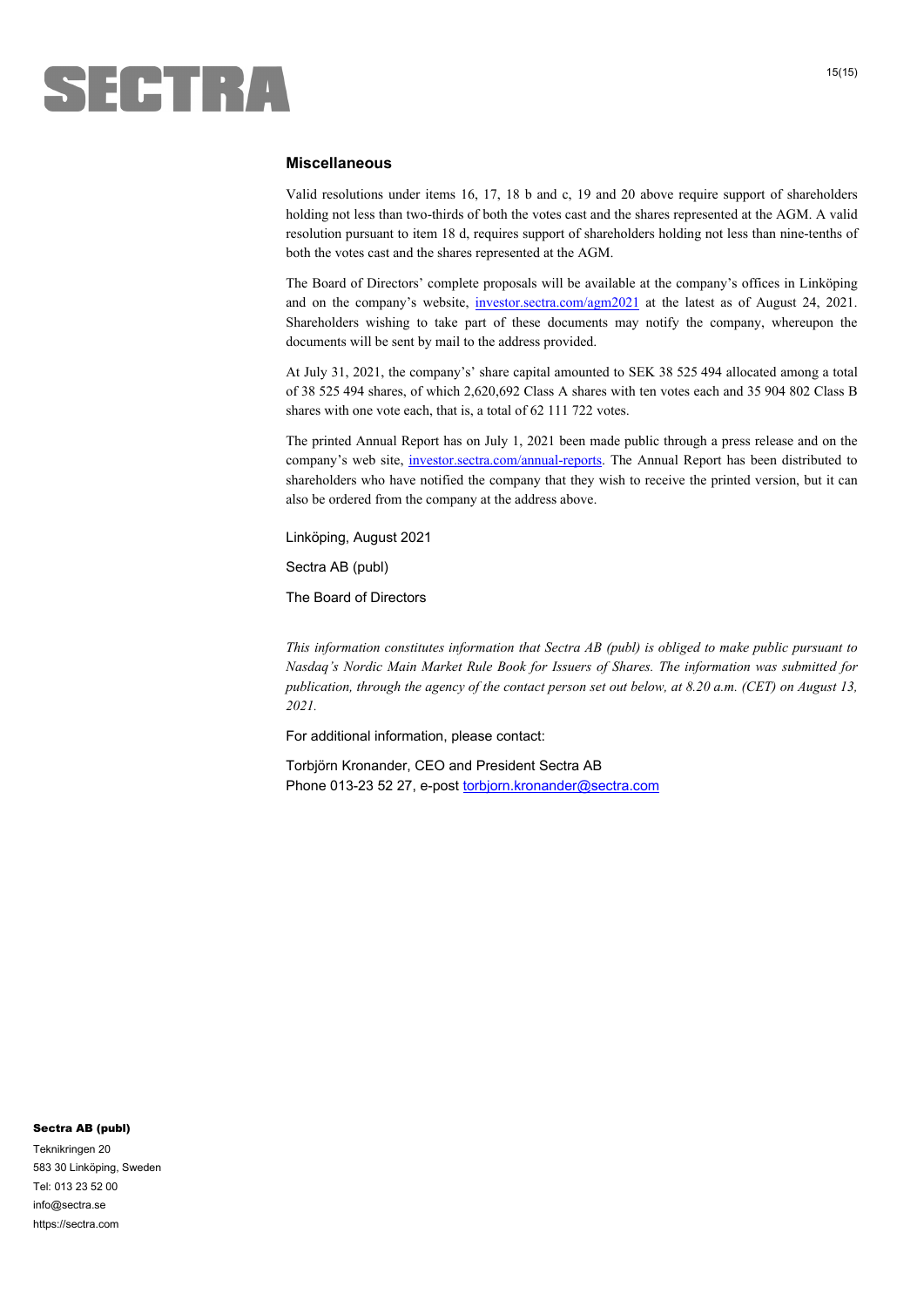## Miscellaneous

Valid resolutions under items 16, 17, 18 b and c, 19 and 20 above require support of shareholders holding not less than two-thirds of both the votes cast and the shares represented at the AGM. A valid resolution pursuant to item 18 d, requires support of shareholders holding not less than nine-tenths of both the votes cast and the shares represented at the AGM.

The Board of Directors' complete proposals will be available at the company's offices in Linköping and on the company's website, investor.sectra.com/agm2021 at the latest as of August 24, 2021. Shareholders wishing to take part of these documents may notify the company, whereupon the documents will be sent by mail to the address provided.

At July 31, 2021, the company's' share capital amounted to SEK 38 525 494 allocated among a total of 38 525 494 shares, of which 2,620,692 Class A shares with ten votes each and 35 904 802 Class B shares with one vote each, that is, a total of 62 111 722 votes.

The printed Annual Report has on July 1, 2021 been made public through a press release and on the company's web site, investor.sectra.com/annual-reports. The Annual Report has been distributed to shareholders who have notified the company that they wish to receive the printed version, but it can also be ordered from the company at the address above.

Linköping, August 2021

Sectra AB (publ)

The Board of Directors

*This information constitutes information that Sectra AB (publ) is obliged to make public pursuant to Nasdaq's Nordic Main Market Rule Book for Issuers of Shares. The information was submitted for publication, through the agency of the contact person set out below, at 8.20 a.m. (CET) on August 13, 2021.*

For additional information, please contact:

Torbjörn Kronander, CEO and President Sectra AB
Phone 013-23 52 27, e-post torbjorn.kronander@sectra.com

**Sectra AB (publ)**
Teknikringen 20
583 30 Linköping, Sweden
Tel: 013 23 52 00
info@sectra.se
https://sectra.com